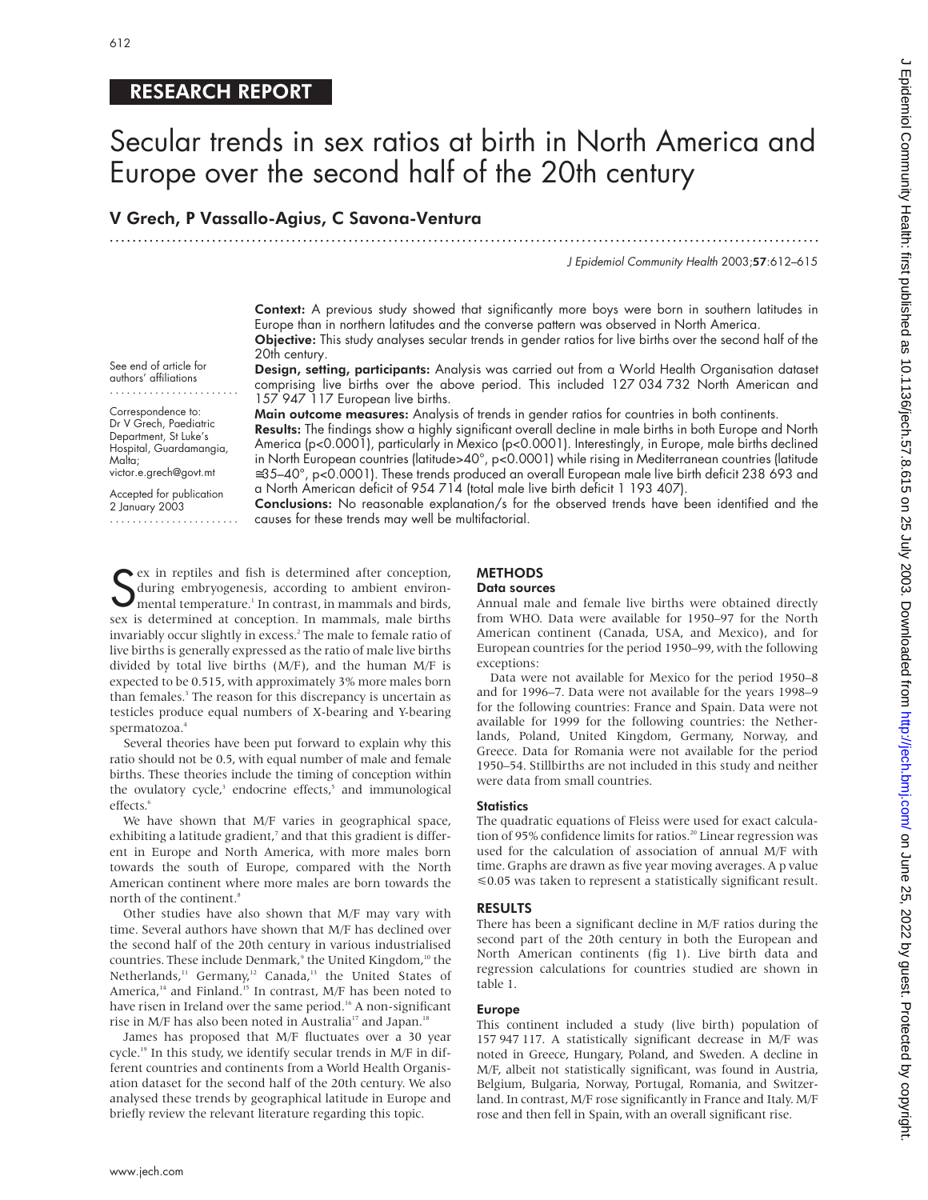RESEARCH REPORT

# Secular trends in sex ratios at birth in North America and Europe over the second half of the 20th century

**V Grech, P Vassallo-Agius, C Savona-Ventura**

See end of article for authors' affiliations

Correspondence to: Dr V Grech, Paediatric Department, St Luke's Hospital, Guardamangia, Malta; victor.e.grech@govt.mt

Accepted for publication 2 January 2003

**Context:** A previous study showed that significantly more boys were born in southern latitudes in Europe than in northern latitudes and the converse pattern was observed in North America.

**Objective:** This study analyses secular trends in gender ratios for live births over the second half of the 20th century.

**Design, setting, participants:** Analysis was carried out from a World Health Organisation dataset comprising live births over the above period. This included 127 034 732 North American and 157 947 117 European live births.

**Main outcome measures:** Analysis of trends in gender ratios for countries in both continents.

**Results:** The findings show a highly significant overall decline in male births in both Europe and North America ($p<0.0001$), particularly in Mexico ($p<0.0001$). Interestingly, in Europe, male births declined in North European countries (latitude>40°, $p<0.0001$) while rising in Mediterranean countries (latitude ≅35–40°, $p<0.0001$). These trends produced an overall European male live birth deficit 238 693 and a North American deficit of 954 714 (total male live birth deficit 1 193 407).

**Conclusions:** No reasonable explanation/s for the observed trends have been identified and the causes for these trends may well be multifactorial.

Sex in reptiles and fish is determined after conception, during embryogenesis, according to ambient environmental temperature.[1] In contrast, in mammals and birds, sex is determined at conception. In mammals, male births invariably occur slightly in excess.[2] The male to female ratio of live births is generally expressed as the ratio of male live births divided by total live births (M/F), and the human M/F is expected to be 0.515, with approximately 3% more males born than females.[3] The reason for this discrepancy is uncertain as testicles produce equal numbers of X-bearing and Y-bearing spermatozoa.[4]

Several theories have been put forward to explain why this ratio should not be 0.5, with equal number of male and female births. These theories include the timing of conception within the ovulatory cycle,[3] endocrine effects,[5] and immunological effects.[6]

We have shown that M/F varies in geographical space, exhibiting a latitude gradient,[7] and that this gradient is different in Europe and North America, with more males born towards the south of Europe, compared with the North American continent where more males are born towards the north of the continent.[8]

Other studies have also shown that M/F may vary with time. Several authors have shown that M/F has declined over the second half of the 20th century in various industrialised countries. These include Denmark,[9] the United Kingdom,[10] the Netherlands,[11] Germany,[12] Canada,[13] the United States of America,[14] and Finland.[15] In contrast, M/F has been noted to have risen in Ireland over the same period.[16] A non-significant rise in M/F has also been noted in Australia[17] and Japan.[18]

James has proposed that M/F fluctuates over a 30 year cycle.[19] In this study, we identify secular trends in M/F in different countries and continents from a World Health Organisation dataset for the second half of the 20th century. We also analysed these trends by geographical latitude in Europe and briefly review the relevant literature regarding this topic.

## METHODS

### Data sources

Annual male and female live births were obtained directly from WHO. Data were available for 1950–97 for the North American continent (Canada, USA, and Mexico), and for European countries for the period 1950–99, with the following exceptions:

Data were not available for Mexico for the period 1950–8 and for 1996–7. Data were not available for the years 1998–9 for the following countries: France and Spain. Data were not available for 1999 for the following countries: the Netherlands, Poland, United Kingdom, Germany, Norway, and Greece. Data for Romania were not available for the period 1950–54. Stillbirths are not included in this study and neither were data from small countries.

### Statistics

The quadratic equations of Fleiss were used for exact calculation of 95% confidence limits for ratios.[20] Linear regression was used for the calculation of association of annual M/F with time. Graphs are drawn as five year moving averages. A p value ≤0.05 was taken to represent a statistically significant result.

## RESULTS

There has been a significant decline in M/F ratios during the second part of the 20th century in both the European and North American continents (fig 1). Live birth data and regression calculations for countries studied are shown in table 1.

### Europe

This continent included a study (live birth) population of 157 947 117. A statistically significant decrease in M/F was noted in Greece, Hungary, Poland, and Sweden. A decline in M/F, albeit not statistically significant, was found in Austria, Belgium, Bulgaria, Norway, Portugal, Romania, and Switzerland. In contrast, M/F rose significantly in France and Italy. M/F rose and then fell in Spain, with an overall significant rise.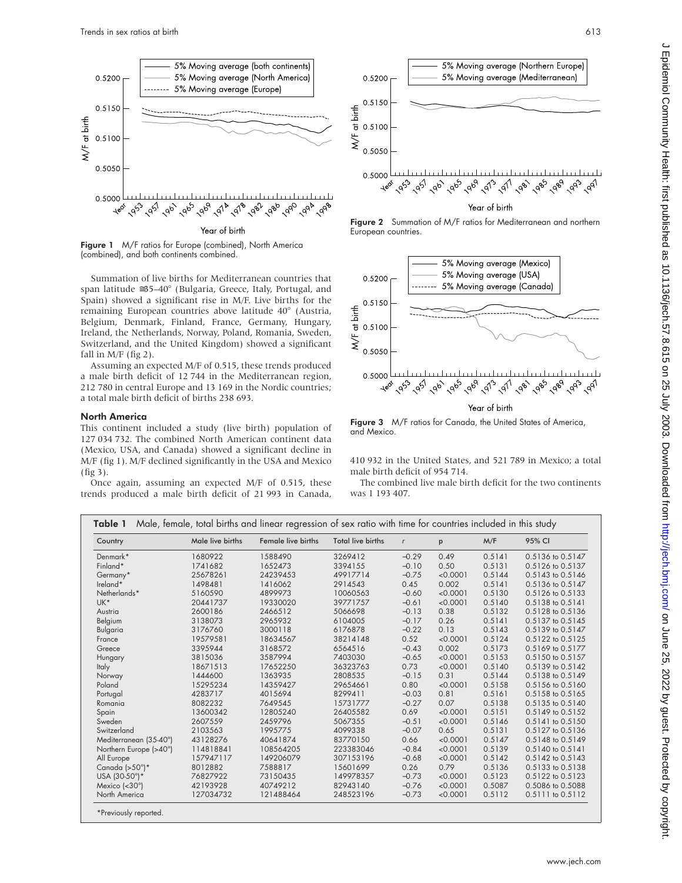Figure 1 M/F ratios for Europe (combined), North America (combined), and both continents combined.

Summation of live births for Mediterranean countries that span latitude ≅35–40° (Bulgaria, Greece, Italy, Portugal, and Spain) showed a significant rise in M/F. Live births for the remaining European countries above latitude 40° (Austria, Belgium, Denmark, Finland, France, Germany, Hungary, Ireland, the Netherlands, Norway, Poland, Romania, Sweden, Switzerland, and the United Kingdom) showed a significant fall in M/F (fig 2).

Assuming an expected M/F of 0.515, these trends produced a male birth deficit of 12 744 in the Mediterranean region, 212 780 in central Europe and 13 169 in the Nordic countries; a total male birth deficit of births 238 693.

### North America

This continent included a study (live birth) population of 127 034 732. The combined North American continent data (Mexico, USA, and Canada) showed a significant decline in M/F (fig 1). M/F declined significantly in the USA and Mexico (fig 3).

Once again, assuming an expected M/F of 0.515, these trends produced a male birth deficit of 21 993 in Canada, 410 932 in the United States, and 521 789 in Mexico; a total male birth deficit of 954 714.

The combined live male birth deficit for the two continents was 1 193 407.

Figure 2 Summation of M/F ratios for Mediterranean and northern European countries.

Figure 3 M/F ratios for Canada, the United States of America, and Mexico.

**Table 1** Male, female, total births and linear regression of sex ratio with time for countries included in this study

| Country | Male live births | Female live births | Total live births | r | p | M/F | 95% CI |
|---|---|---|---|---|---|---|---|
| Denmark* | 1680922 | 1588490 | 3269412 | −0.29 | 0.49 | 0.5141 | 0.5136 to 0.5147 |
| Finland* | 1741682 | 1652473 | 3394155 | −0.10 | 0.50 | 0.5131 | 0.5126 to 0.5137 |
| Germany* | 25678261 | 24239453 | 49917714 | −0.75 | <0.0001 | 0.5144 | 0.5143 to 0.5146 |
| Ireland* | 1498481 | 1416062 | 2914543 | 0.45 | 0.002 | 0.5141 | 0.5136 to 0.5147 |
| Netherlands* | 5160590 | 4899973 | 10060563 | −0.60 | <0.0001 | 0.5130 | 0.5126 to 0.5133 |
| UK* | 20441737 | 19330020 | 39771757 | −0.61 | <0.0001 | 0.5140 | 0.5138 to 0.5141 |
| Austria | 2600186 | 2466512 | 5066698 | −0.13 | 0.38 | 0.5132 | 0.5128 to 0.5136 |
| Belgium | 3138073 | 2965932 | 6104005 | −0.17 | 0.26 | 0.5141 | 0.5137 to 0.5145 |
| Bulgaria | 3176760 | 3000118 | 6176878 | −0.22 | 0.13 | 0.5143 | 0.5139 to 0.5147 |
| France | 19579581 | 18634567 | 38214148 | 0.52 | <0.0001 | 0.5124 | 0.5122 to 0.5125 |
| Greece | 3395944 | 3168572 | 6564516 | −0.43 | 0.002 | 0.5173 | 0.5169 to 0.5177 |
| Hungary | 3815036 | 3587994 | 7403030 | −0.65 | <0.0001 | 0.5153 | 0.5150 to 0.5157 |
| Italy | 18671513 | 17652250 | 36323763 | 0.73 | <0.0001 | 0.5140 | 0.5139 to 0.5142 |
| Norway | 1444600 | 1363935 | 2808535 | −0.15 | 0.31 | 0.5144 | 0.5138 to 0.5149 |
| Poland | 15295234 | 14359427 | 29654661 | 0.80 | <0.0001 | 0.5158 | 0.5156 to 0.5160 |
| Portugal | 4283717 | 4015694 | 8299411 | −0.03 | 0.81 | 0.5161 | 0.5158 to 0.5165 |
| Romania | 8082232 | 7649545 | 15731777 | −0.27 | 0.07 | 0.5138 | 0.5135 to 0.5140 |
| Spain | 13600342 | 12805240 | 26405582 | 0.69 | <0.0001 | 0.5151 | 0.5149 to 0.5152 |
| Sweden | 2607559 | 2459796 | 5067355 | −0.51 | <0.0001 | 0.5146 | 0.5141 to 0.5150 |
| Switzerland | 2103563 | 1995775 | 4099338 | −0.07 | 0.65 | 0.5131 | 0.5127 to 0.5136 |
| Mediterranean (35-40°) | 43128276 | 40641874 | 83770150 | 0.66 | <0.0001 | 0.5147 | 0.5148 to 0.5149 |
| Northern Europe (>40°) | 114818841 | 108564205 | 223383046 | −0.84 | <0.0001 | 0.5139 | 0.5140 to 0.5141 |
| All Europe | 157947117 | 149206079 | 307153196 | −0.68 | <0.0001 | 0.5142 | 0.5142 to 0.5143 |
| Canada (>50°)* | 8012882 | 7588817 | 15601699 | 0.26 | 0.79 | 0.5136 | 0.5133 to 0.5138 |
| USA (30-50°)* | 76827922 | 73150435 | 149978357 | −0.73 | <0.0001 | 0.5123 | 0.5122 to 0.5123 |
| Mexico (<30°) | 42193928 | 40749212 | 82943140 | −0.76 | <0.0001 | 0.5087 | 0.5086 to 0.5088 |
| North America | 127034732 | 121488464 | 248523196 | −0.73 | <0.0001 | 0.5112 | 0.5111 to 0.5112 |

*Previously reported.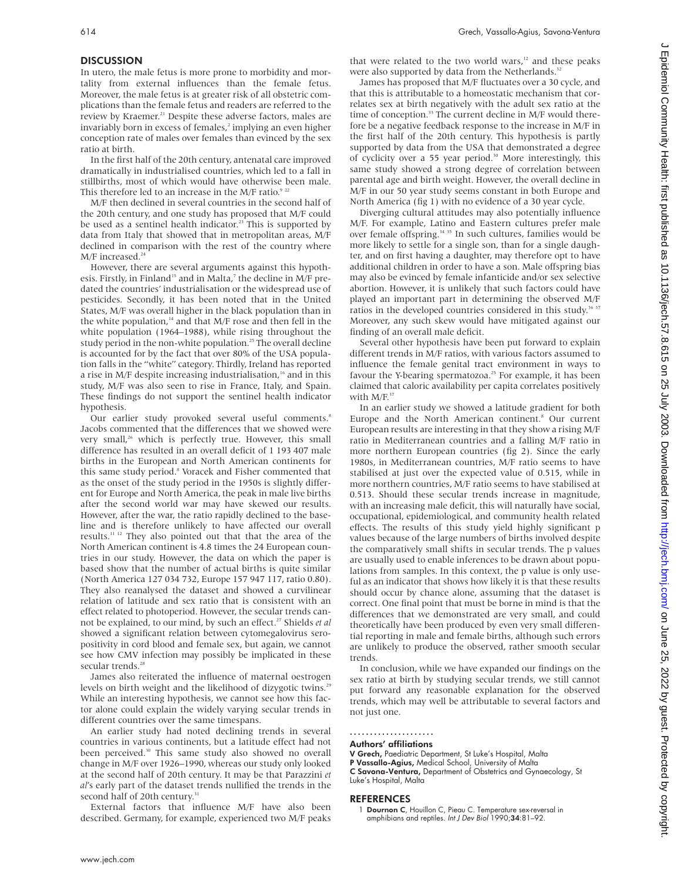## DISCUSSION

In utero, the male fetus is more prone to morbidity and mortality from external influences than the female fetus. Moreover, the male fetus is at greater risk of all obstetric complications than the female fetus and readers are referred to the review by Kraemer.[21] Despite these adverse factors, males are invariably born in excess of females,[2] implying an even higher conception rate of males over females than evinced by the sex ratio at birth.

In the first half of the 20th century, antenatal care improved dramatically in industrialised countries, which led to a fall in stillbirths, most of which would have otherwise been male. This therefore led to an increase in the M/F ratio.[9 22]

M/F then declined in several countries in the second half of the 20th century, and one study has proposed that M/F could be used as a sentinel health indicator.[23] This is supported by data from Italy that showed that in metropolitan areas, M/F declined in comparison with the rest of the country where M/F increased.[24]

However, there are several arguments against this hypothesis. Firstly, in Finland[15] and in Malta,[7] the decline in M/F predated the countries' industrialisation or the widespread use of pesticides. Secondly, it has been noted that in the United States, M/F was overall higher in the black population than in the white population,[14] and that M/F rose and then fell in the white population (1964–1988), while rising throughout the study period in the non-white population.[25] The overall decline is accounted for by the fact that over 80% of the USA population falls in the "white" category. Thirdly, Ireland has reported a rise in M/F despite increasing industrialisation,[16] and in this study, M/F was also seen to rise in France, Italy, and Spain. These findings do not support the sentinel health indicator hypothesis.

Our earlier study provoked several useful comments.[8] Jacobs commented that the differences that we showed were very small,[26] which is perfectly true. However, this small difference has resulted in an overall deficit of 1 193 407 male births in the European and North American continents for this same study period.[8] Voracek and Fisher commented that as the onset of the study period in the 1950s is slightly different for Europe and North America, the peak in male live births after the second world war may have skewed our results. However, after the war, the ratio rapidly declined to the baseline and is therefore unlikely to have affected our overall results.[11 12] They also pointed out that that the area of the North American continent is 4.8 times the 24 European countries in our study. However, the data on which the paper is based show that the number of actual births is quite similar (North America 127 034 732, Europe 157 947 117, ratio 0.80). They also reanalysed the dataset and showed a curvilinear relation of latitude and sex ratio that is consistent with an effect related to photoperiod. However, the secular trends cannot be explained, to our mind, by such an effect.[27] Shields *et al* showed a significant relation between cytomegalovirus seropositivity in cord blood and female sex, but again, we cannot see how CMV infection may possibly be implicated in these secular trends.[28]

James also reiterated the influence of maternal oestrogen levels on birth weight and the likelihood of dizygotic twins.[29] While an interesting hypothesis, we cannot see how this factor alone could explain the widely varying secular trends in different countries over the same timespans.

An earlier study had noted declining trends in several countries in various continents, but a latitude effect had not been perceived.[30] This same study also showed no overall change in M/F over 1926–1990, whereas our study only looked at the second half of 20th century. It may be that Parazzini *et al*'s early part of the dataset trends nullified the trends in the second half of 20th century.[31]

External factors that influence M/F have also been described. Germany, for example, experienced two M/F peaks that were related to the two world wars,[12] and these peaks were also supported by data from the Netherlands.[32]

James has proposed that M/F fluctuates over a 30 cycle, and that this is attributable to a homeostatic mechanism that correlates sex at birth negatively with the adult sex ratio at the time of conception.[33] The current decline in M/F would therefore be a negative feedback response to the increase in M/F in the first half of the 20th century. This hypothesis is partly supported by data from the USA that demonstrated a degree of cyclicity over a 55 year period.[30] More interestingly, this same study showed a strong degree of correlation between parental age and birth weight. However, the overall decline in M/F in our 50 year study seems constant in both Europe and North America (fig 1) with no evidence of a 30 year cycle.

Diverging cultural attitudes may also potentially influence M/F. For example, Latino and Eastern cultures prefer male over female offspring.[34 35] In such cultures, families would be more likely to settle for a single son, than for a single daughter, and on first having a daughter, may therefore opt to have additional children in order to have a son. Male offspring bias may also be evinced by female infanticide and/or sex selective abortion. However, it is unlikely that such factors could have played an important part in determining the observed M/F ratios in the developed countries considered in this study.[36 37] Moreover, any such skew would have mitigated against our finding of an overall male deficit.

Several other hypothesis have been put forward to explain different trends in M/F ratios, with various factors assumed to influence the female genital tract environment in ways to favour the Y-bearing spermatozoa.[25] For example, it has been claimed that caloric availability per capita correlates positively with M/F.[37]

In an earlier study we showed a latitude gradient for both Europe and the North American continent.[8] Our current European results are interesting in that they show a rising M/F ratio in Mediterranean countries and a falling M/F ratio in more northern European countries (fig 2). Since the early 1980s, in Mediterranean countries, M/F ratio seems to have stabilised at just over the expected value of 0.515, while in more northern countries, M/F ratio seems to have stabilised at 0.513. Should these secular trends increase in magnitude, with an increasing male deficit, this will naturally have social, occupational, epidemiological, and community health related effects. The results of this study yield highly significant p values because of the large numbers of births involved despite the comparatively small shifts in secular trends. The p values are usually used to enable inferences to be drawn about populations from samples. In this context, the p value is only useful as an indicator that shows how likely it is that these results should occur by chance alone, assuming that the dataset is correct. One final point that must be borne in mind is that the differences that we demonstrated are very small, and could theoretically have been produced by even very small differential reporting in male and female births, although such errors are unlikely to produce the observed, rather smooth secular trends.

In conclusion, while we have expanded our findings on the sex ratio at birth by studying secular trends, we still cannot put forward any reasonable explanation for the observed trends, which may well be attributable to several factors and not just one.

### Authors' affiliations

**V Grech,** Paediatric Department, St Luke's Hospital, Malta
**P Vassallo-Agius,** Medical School, University of Malta
**C Savona-Ventura,** Department of Obstetrics and Gynaecology, St Luke's Hospital, Malta

## REFERENCES

1 **Dournon C**, Houillon C, Pieau C. Temperature sex-reversal in amphibians and reptiles. *Int J Dev Biol* 1990;**34**:81–92.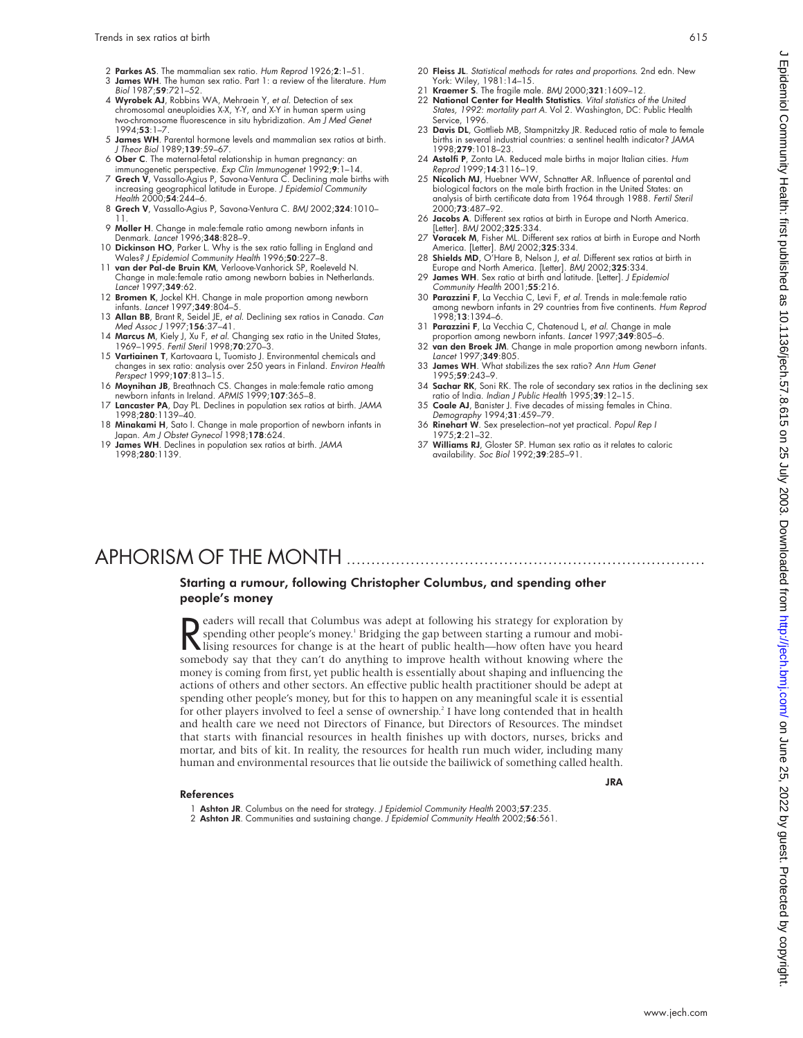2 **Parkes AS**. The mammalian sex ratio. *Hum Reprod* 1926;**2**:1–51.
3 **James WH**. The human sex ratio. Part 1: a review of the literature. *Hum Biol* 1987;**59**:721–52.
4 **Wyrobek AJ**, Robbins WA, Mehraein Y, *et al*. Detection of sex chromosomal aneuploidies X-X, Y-Y, and X-Y in human sperm using two-chromosome fluorescence in situ hybridization. *Am J Med Genet* 1994;**53**:1–7.
5 **James WH**. Parental hormone levels and mammalian sex ratios at birth. *J Theor Biol* 1989;**139**:59–67.
6 **Ober C**. The maternal-fetal relationship in human pregnancy: an immunogenetic perspective. *Exp Clin Immunogenet* 1992;**9**:1–14.
7 **Grech V**, Vassallo-Agius P, Savona-Ventura C. Declining male births with increasing geographical latitude in Europe. *J Epidemiol Community Health* 2000;**54**:244–6.
8 **Grech V**, Vassallo-Agius P, Savona-Ventura C. *BMJ* 2002;**324**:1010–11.
9 **Moller H**. Change in male:female ratio among newborn infants in Denmark. *Lancet* 1996;**348**:828–9.
10 **Dickinson HO**, Parker L. Why is the sex ratio falling in England and Wales? *J Epidemiol Community Health* 1996;**50**:227–8.
11 **van der Pal-de Bruin KM**, Verloove-Vanhorick SP, Roeleveld N. Change in male:female ratio among newborn babies in Netherlands. *Lancet* 1997;**349**:62.
12 **Bromen K**, Jockel KH. Change in male proportion among newborn infants. *Lancet* 1997;**349**:804–5.
13 **Allan BB**, Brant R, Seidel JE, *et al*. Declining sex ratios in Canada. *Can Med Assoc J* 1997;**156**:37–41.
14 **Marcus M**, Kiely J, Xu F, *et al*. Changing sex ratio in the United States, 1969–1995. *Fertil Steril* 1998;**70**:270–3.
15 **Vartiainen T**, Kartovaara L, Tuomisto J. Environmental chemicals and changes in sex ratio: analysis over 250 years in Finland. *Environ Health Perspect* 1999;**107**:813–15.
16 **Moynihan JB**, Breathnach CS. Changes in male:female ratio among newborn infants in Ireland. *APMIS* 1999;**107**:365–8.
17 **Lancaster PA**, Day PL. Declines in population sex ratios at birth. *JAMA* 1998;**280**:1139–40.
18 **Minakami H**, Sato I. Change in male proportion of newborn infants in Japan. *Am J Obstet Gynecol* 1998;**178**:624.
19 **James WH**. Declines in population sex ratios at birth. *JAMA* 1998;**280**:1139.
20 **Fleiss JL**. *Statistical methods for rates and proportions*. 2nd edn. New York: Wiley, 1981:14–15.
21 **Kraemer S**. The fragile male. *BMJ* 2000;**321**:1609–12.
22 **National Center for Health Statistics**. *Vital statistics of the United States, 1992: mortality part A*. Vol 2. Washington, DC: Public Health Service, 1996.
23 **Davis DL**, Gottlieb MB, Stampnitzky JR. Reduced ratio of male to female births in several industrial countries: a sentinel health indicator? *JAMA* 1998;**279**:1018–23.
24 **Astolfi P**, Zonta LA. Reduced male births in major Italian cities. *Hum Reprod* 1999;**14**:3116–19.
25 **Nicolich MJ**, Huebner WW, Schnatter AR. Influence of parental and biological factors on the male birth fraction in the United States: an analysis of birth certificate data from 1964 through 1988. *Fertil Steril* 2000;**73**:487–92.
26 **Jacobs A**. Different sex ratios at birth in Europe and North America. [Letter]. *BMJ* 2002;**325**:334.
27 **Voracek M**, Fisher ML. Different sex ratios at birth in Europe and North America. [Letter]. *BMJ* 2002;**325**:334.
28 **Shields MD**, O'Hare B, Nelson J, *et al*. Different sex ratios at birth in Europe and North America. [Letter]. *BMJ* 2002;**325**:334.
29 **James WH**. Sex ratio at birth and latitude. [Letter]. *J Epidemiol Community Health* 2001;**55**:216.
30 **Parazzini F**, La Vecchia C, Levi F, *et al*. Trends in male:female ratio among newborn infants in 29 countries from five continents. *Hum Reprod* 1998;**13**:1394–6.
31 **Parazzini F**, La Vecchia C, Chatenoud L, *et al*. Change in male proportion among newborn infants. *Lancet* 1997;**349**:805–6.
32 **van den Broek JM**. Change in male proportion among newborn infants. *Lancet* 1997;**349**:805.
33 **James WH**. What stabilizes the sex ratio? *Ann Hum Genet* 1995;**59**:243–9.
34 **Sachar RK**, Soni RK. The role of secondary sex ratios in the declining sex ratio of India. *Indian J Public Health* 1995;**39**:12–15.
35 **Coale AJ**, Banister J. Five decades of missing females in China. *Demography* 1994;**31**:459–79.
36 **Rinehart W**. Sex preselection–not yet practical. *Popul Rep I* 1975;**2**:21–32.
37 **Williams RJ**, Gloster SP. Human sex ratio as it relates to caloric availability. *Soc Biol* 1992;**39**:285–91.

# APHORISM OF THE MONTH

## Starting a rumour, following Christopher Columbus, and spending other people's money

Readers will recall that Columbus was adept at following his strategy for exploration by spending other people's money.[1] Bridging the gap between starting a rumour and mobilising resources for change is at the heart of public health—how often have you heard somebody say that they can't do anything to improve health without knowing where the money is coming from first, yet public health is essentially about shaping and influencing the actions of others and other sectors. An effective public health practitioner should be adept at spending other people's money, but for this to happen on any meaningful scale it is essential for other players involved to feel a sense of ownership.[2] I have long contended that in health and health care we need not Directors of Finance, but Directors of Resources. The mindset that starts with financial resources in health finishes up with doctors, nurses, bricks and mortar, and bits of kit. In reality, the resources for health run much wider, including many human and environmental resources that lie outside the bailiwick of something called health.

**JRA**

### References

1 **Ashton JR**. Columbus on the need for strategy. *J Epidemiol Community Health* 2003;**57**:235.
2 **Ashton JR**. Communities and sustaining change. *J Epidemiol Community Health* 2002;**56**:561.